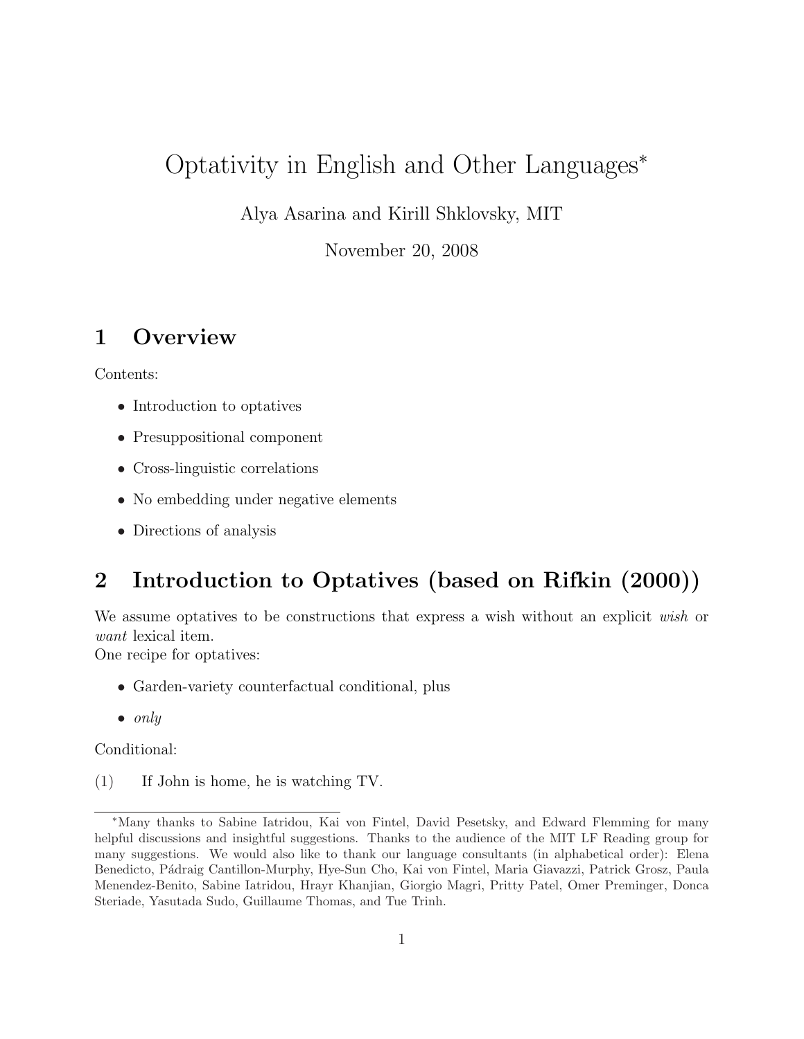# Optativity in English and Other Languages[*]

Alya Asarina and Kirill Shklovsky, MIT

November 20, 2008

## 1 Overview

Contents:

- Introduction to optatives
- Presuppositional component
- Cross-linguistic correlations
- No embedding under negative elements
- Directions of analysis

## 2 Introduction to Optatives (based on Rifkin (2000))

We assume optatives to be constructions that express a wish without an explicit *wish* or *want* lexical item.
One recipe for optatives:

- Garden-variety counterfactual conditional, plus
- *only*

Conditional:

(1) If John is home, he is watching TV.

---

[*]Many thanks to Sabine Iatridou, Kai von Fintel, David Pesetsky, and Edward Flemming for many helpful discussions and insightful suggestions. Thanks to the audience of the MIT LF Reading group for many suggestions. We would also like to thank our language consultants (in alphabetical order): Elena Benedicto, Pádraig Cantillon-Murphy, Hye-Sun Cho, Kai von Fintel, Maria Giavazzi, Patrick Grosz, Paula Menendez-Benito, Sabine Iatridou, Hrayr Khanjian, Giorgio Magri, Pritty Patel, Omer Preminger, Donca Steriade, Yasutada Sudo, Guillaume Thomas, and Tue Trinh.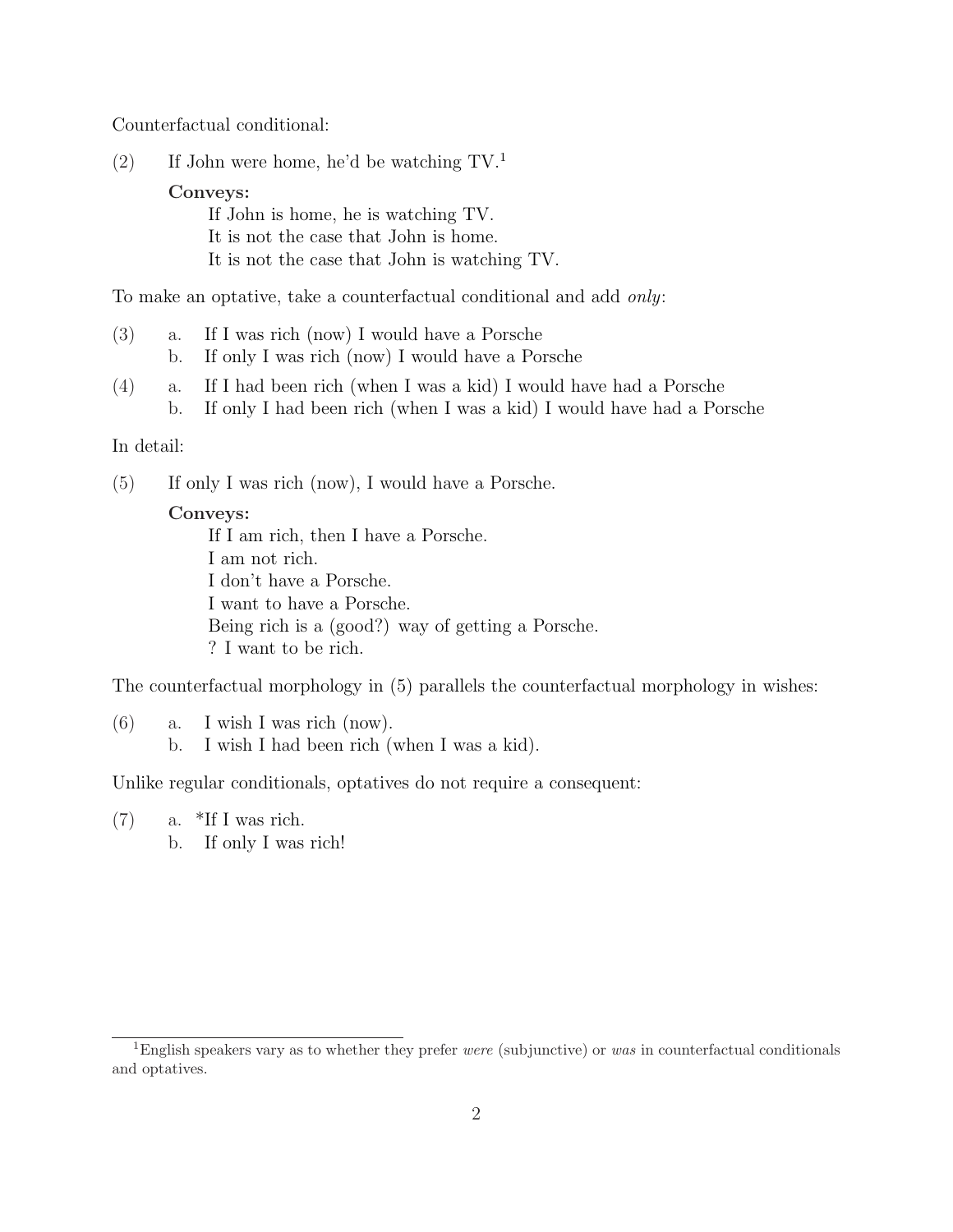Counterfactual conditional:

(2) If John were home, he'd be watching TV.[1]

**Conveys:**

If John is home, he is watching TV.
It is not the case that John is home.
It is not the case that John is watching TV.

To make an optative, take a counterfactual conditional and add *only*:

(3) a. If I was rich (now) I would have a Porsche
    b. If only I was rich (now) I would have a Porsche

(4) a. If I had been rich (when I was a kid) I would have had a Porsche
    b. If only I had been rich (when I was a kid) I would have had a Porsche

In detail:

(5) If only I was rich (now), I would have a Porsche.

**Conveys:**

If I am rich, then I have a Porsche.
I am not rich.
I don't have a Porsche.
I want to have a Porsche.
Being rich is a (good?) way of getting a Porsche.
? I want to be rich.

The counterfactual morphology in (5) parallels the counterfactual morphology in wishes:

(6) a. I wish I was rich (now).
    b. I wish I had been rich (when I was a kid).

Unlike regular conditionals, optatives do not require a consequent:

(7) a. *If I was rich.
    b. If only I was rich!

[1] English speakers vary as to whether they prefer *were* (subjunctive) or *was* in counterfactual conditionals and optatives.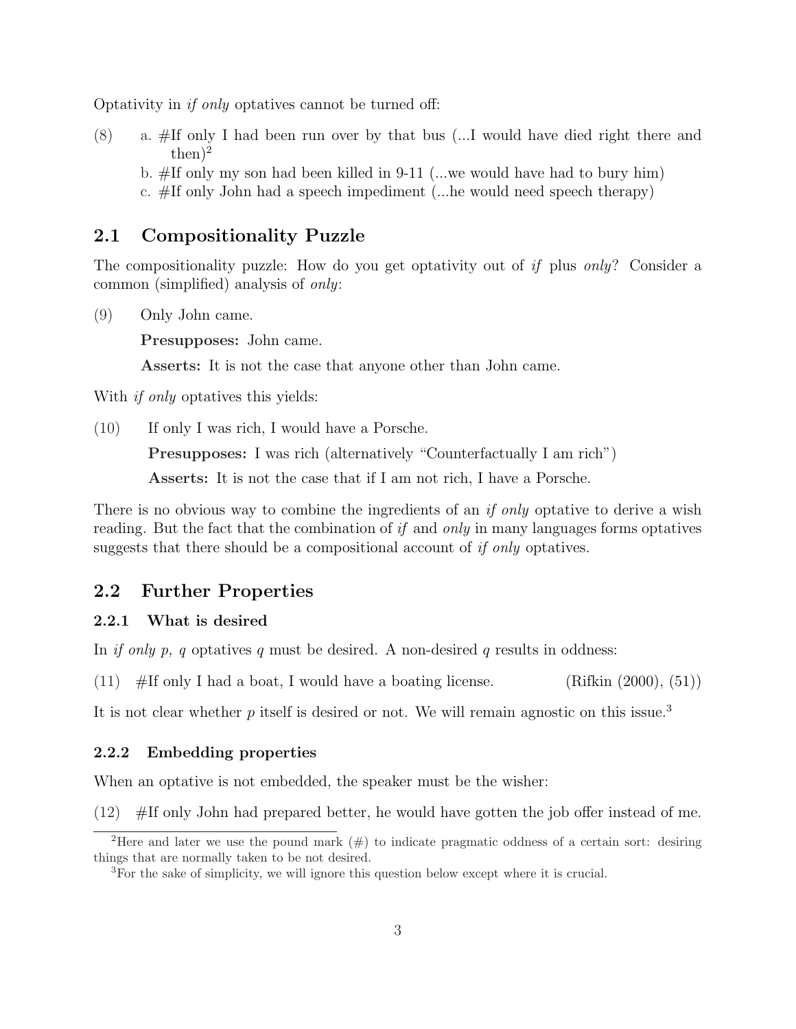Optativity in *if only* optatives cannot be turned off:

(8) a. #If only I had been run over by that bus (...I would have died right there and then)[2]
b. #If only my son had been killed in 9-11 (...we would have had to bury him)
c. #If only John had a speech impediment (...he would need speech therapy)

## 2.1 Compositionality Puzzle

The compositionality puzzle: How do you get optativity out of *if* plus *only*? Consider a common (simplified) analysis of *only*:

(9) Only John came.

**Presupposes:** John came.

**Asserts:** It is not the case that anyone other than John came.

With *if only* optatives this yields:

(10) If only I was rich, I would have a Porsche.

**Presupposes:** I was rich (alternatively "Counterfactually I am rich")

**Asserts:** It is not the case that if I am not rich, I have a Porsche.

There is no obvious way to combine the ingredients of an *if only* optative to derive a wish reading. But the fact that the combination of *if* and *only* in many languages forms optatives suggests that there should be a compositional account of *if only* optatives.

## 2.2 Further Properties

### 2.2.1 What is desired

In *if only p, q* optatives *q* must be desired. A non-desired *q* results in oddness:

(11) #If only I had a boat, I would have a boating license. (Rifkin (2000), (51))

It is not clear whether *p* itself is desired or not. We will remain agnostic on this issue.[3]

### 2.2.2 Embedding properties

When an optative is not embedded, the speaker must be the wisher:

(12) #If only John had prepared better, he would have gotten the job offer instead of me.

---

[2] Here and later we use the pound mark (#) to indicate pragmatic oddness of a certain sort: desiring things that are normally taken to be not desired.

[3] For the sake of simplicity, we will ignore this question below except where it is crucial.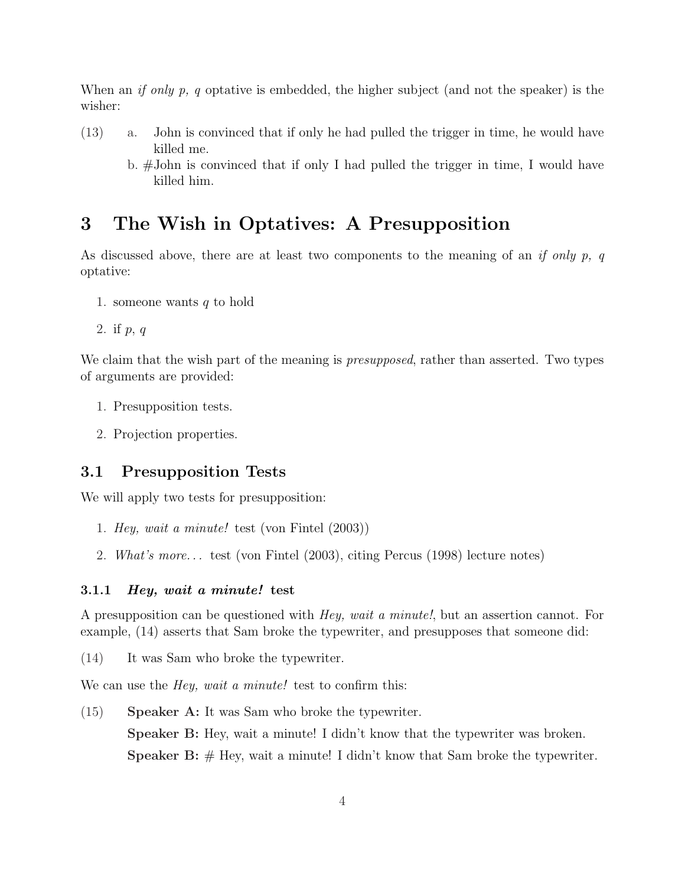When an *if only p, q* optative is embedded, the higher subject (and not the speaker) is the wisher:

(13) a. John is convinced that if only he had pulled the trigger in time, he would have killed me.
  b. #John is convinced that if only I had pulled the trigger in time, I would have killed him.

# 3 The Wish in Optatives: A Presupposition

As discussed above, there are at least two components to the meaning of an *if only p, q* optative:

1. someone wants *q* to hold
2. if *p*, *q*

We claim that the wish part of the meaning is *presupposed*, rather than asserted. Two types of arguments are provided:

1. Presupposition tests.
2. Projection properties.

## 3.1 Presupposition Tests

We will apply two tests for presupposition:

1. *Hey, wait a minute!* test (von Fintel (2003))
2. *What's more...* test (von Fintel (2003), citing Percus (1998) lecture notes)

### 3.1.1 *Hey, wait a minute!* test

A presupposition can be questioned with *Hey, wait a minute!*, but an assertion cannot. For example, (14) asserts that Sam broke the typewriter, and presupposes that someone did:

(14) It was Sam who broke the typewriter.

We can use the *Hey, wait a minute!* test to confirm this:

(15) **Speaker A:** It was Sam who broke the typewriter.
  **Speaker B:** Hey, wait a minute! I didn't know that the typewriter was broken.
  **Speaker B:** # Hey, wait a minute! I didn't know that Sam broke the typewriter.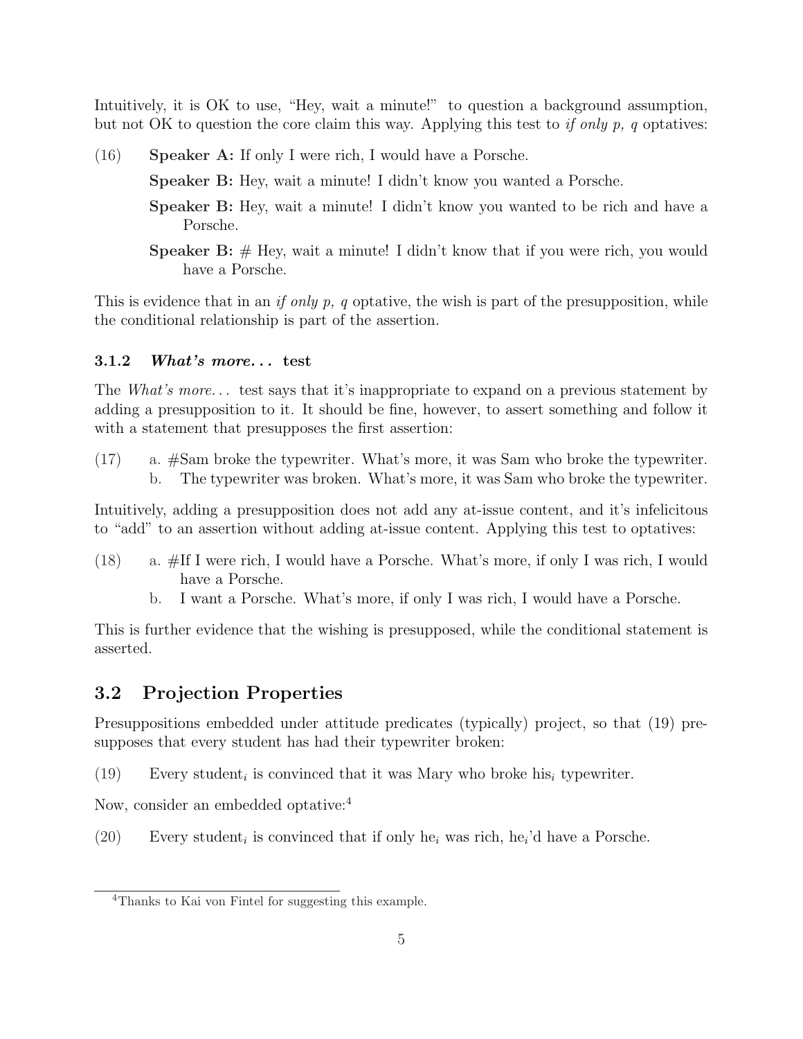Intuitively, it is OK to use, “Hey, wait a minute!” to question a background assumption, but not OK to question the core claim this way. Applying this test to *if only p, q* optatives:

(16) **Speaker A:** If only I were rich, I would have a Porsche.

**Speaker B:** Hey, wait a minute! I didn’t know you wanted a Porsche.

**Speaker B:** Hey, wait a minute! I didn’t know you wanted to be rich and have a Porsche.

**Speaker B:** # Hey, wait a minute! I didn’t know that if you were rich, you would have a Porsche.

This is evidence that in an *if only p, q* optative, the wish is part of the presupposition, while the conditional relationship is part of the assertion.

### 3.1.2 *What’s more...* test

The *What’s more...* test says that it’s inappropriate to expand on a previous statement by adding a presupposition to it. It should be fine, however, to assert something and follow it with a statement that presupposes the first assertion:

(17) a. #Sam broke the typewriter. What’s more, it was Sam who broke the typewriter.
b. The typewriter was broken. What’s more, it was Sam who broke the typewriter.

Intuitively, adding a presupposition does not add any at-issue content, and it’s infelicitous to “add” to an assertion without adding at-issue content. Applying this test to optatives:

(18) a. #If I were rich, I would have a Porsche. What’s more, if only I was rich, I would have a Porsche.
b. I want a Porsche. What’s more, if only I was rich, I would have a Porsche.

This is further evidence that the wishing is presupposed, while the conditional statement is asserted.

## 3.2 Projection Properties

Presuppositions embedded under attitude predicates (typically) project, so that (19) presupposes that every student has had their typewriter broken:

(19) Every student$_i$ is convinced that it was Mary who broke his$_i$ typewriter.

Now, consider an embedded optative:[4]

(20) Every student$_i$ is convinced that if only he$_i$ was rich, he$_i$’d have a Porsche.

[4] Thanks to Kai von Fintel for suggesting this example.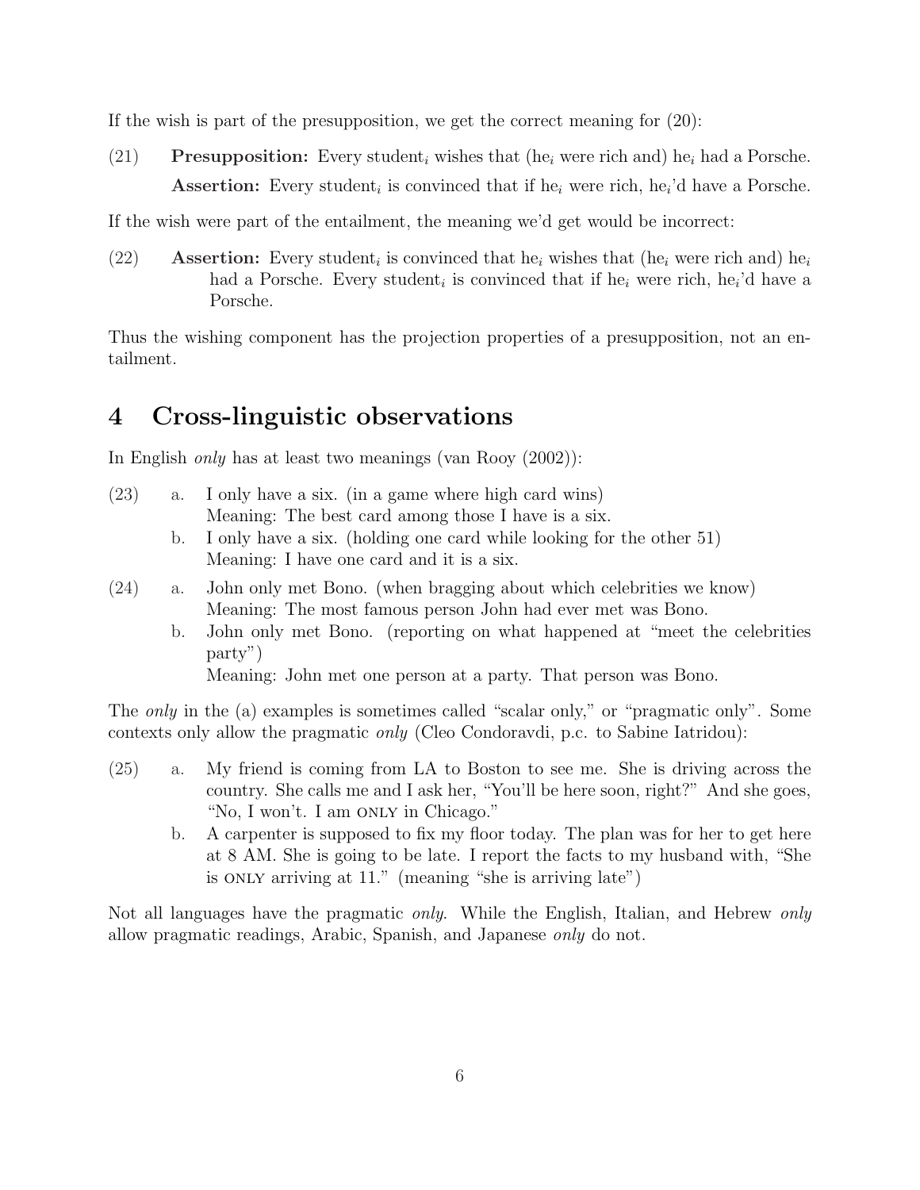If the wish is part of the presupposition, we get the correct meaning for (20):

(21) **Presupposition:** Every student$_i$ wishes that (he$_i$ were rich and) he$_i$ had a Porsche.
**Assertion:** Every student$_i$ is convinced that if he$_i$ were rich, he$_i$'d have a Porsche.

If the wish were part of the entailment, the meaning we'd get would be incorrect:

(22) **Assertion:** Every student$_i$ is convinced that he$_i$ wishes that (he$_i$ were rich and) he$_i$ had a Porsche. Every student$_i$ is convinced that if he$_i$ were rich, he$_i$'d have a Porsche.

Thus the wishing component has the projection properties of a presupposition, not an entailment.

# 4 Cross-linguistic observations

In English *only* has at least two meanings (van Rooy (2002)):

(23) a. I only have a six. (in a game where high card wins)
Meaning: The best card among those I have is a six.
b. I only have a six. (holding one card while looking for the other 51)
Meaning: I have one card and it is a six.

(24) a. John only met Bono. (when bragging about which celebrities we know)
Meaning: The most famous person John had ever met was Bono.
b. John only met Bono. (reporting on what happened at "meet the celebrities party")
Meaning: John met one person at a party. That person was Bono.

The *only* in the (a) examples is sometimes called "scalar only," or "pragmatic only". Some contexts only allow the pragmatic *only* (Cleo Condoravdi, p.c. to Sabine Iatridou):

(25) a. My friend is coming from LA to Boston to see me. She is driving across the country. She calls me and I ask her, "You'll be here soon, right?" And she goes, "No, I won't. I am ONLY in Chicago."
b. A carpenter is supposed to fix my floor today. The plan was for her to get here at 8 AM. She is going to be late. I report the facts to my husband with, "She is ONLY arriving at 11." (meaning "she is arriving late")

Not all languages have the pragmatic *only*. While the English, Italian, and Hebrew *only* allow pragmatic readings, Arabic, Spanish, and Japanese *only* do not.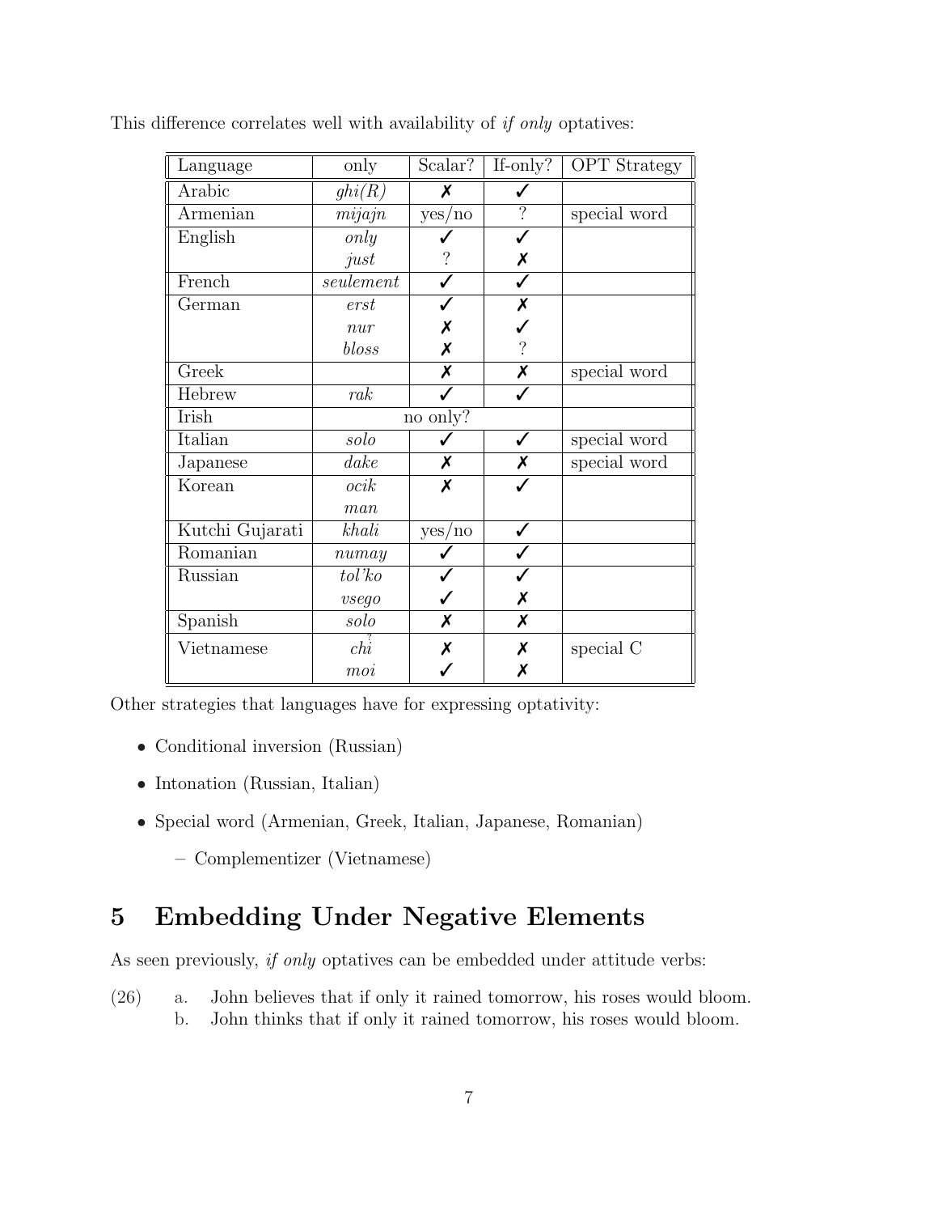This difference correlates well with availability of *if only* optatives:

| Language | only | Scalar? | If-only? | OPT Strategy |
|---|---|---|---|---|
| Arabic | *ghi(R)* | ✗ | ✓ | |
| Armenian | *mijajn* | yes/no | ? | special word |
| English | *only* | ✓ | ✓ | |
| | *just* | ? | ✗ | |
| French | *seulement* | ✓ | ✓ | |
| German | *erst* | ✓ | ✗ | |
| | *nur* | ✗ | ✓ | |
| | *bloss* | ✗ | ? | |
| Greek | | ✗ | ✗ | special word |
| Hebrew | *rak* | ✓ | ✓ | |
| Irish | no only? | | | |
| Italian | *solo* | ✓ | ✓ | special word |
| Japanese | *dake* | ✗ | ✗ | special word |
| Korean | *ocik* | ✗ | ✓ | |
| | *man* | | | |
| Kutchi Gujarati | *khali* | yes/no | ✓ | |
| Romanian | *numay* | ✓ | ✓ | |
| Russian | *tol'ko* | ✓ | ✓ | |
| | *vsego* | ✓ | ✗ | |
| Spanish | *solo* | ✗ | ✗ | |
| Vietnamese | *chỉ* | ✗ | ✗ | special C |
| | *moi* | ✓ | ✗ | |

Other strategies that languages have for expressing optativity:

- Conditional inversion (Russian)
- Intonation (Russian, Italian)
- Special word (Armenian, Greek, Italian, Japanese, Romanian)
  - Complementizer (Vietnamese)

# 5 Embedding Under Negative Elements

As seen previously, *if only* optatives can be embedded under attitude verbs:

(26) a. John believes that if only it rained tomorrow, his roses would bloom.
  b. John thinks that if only it rained tomorrow, his roses would bloom.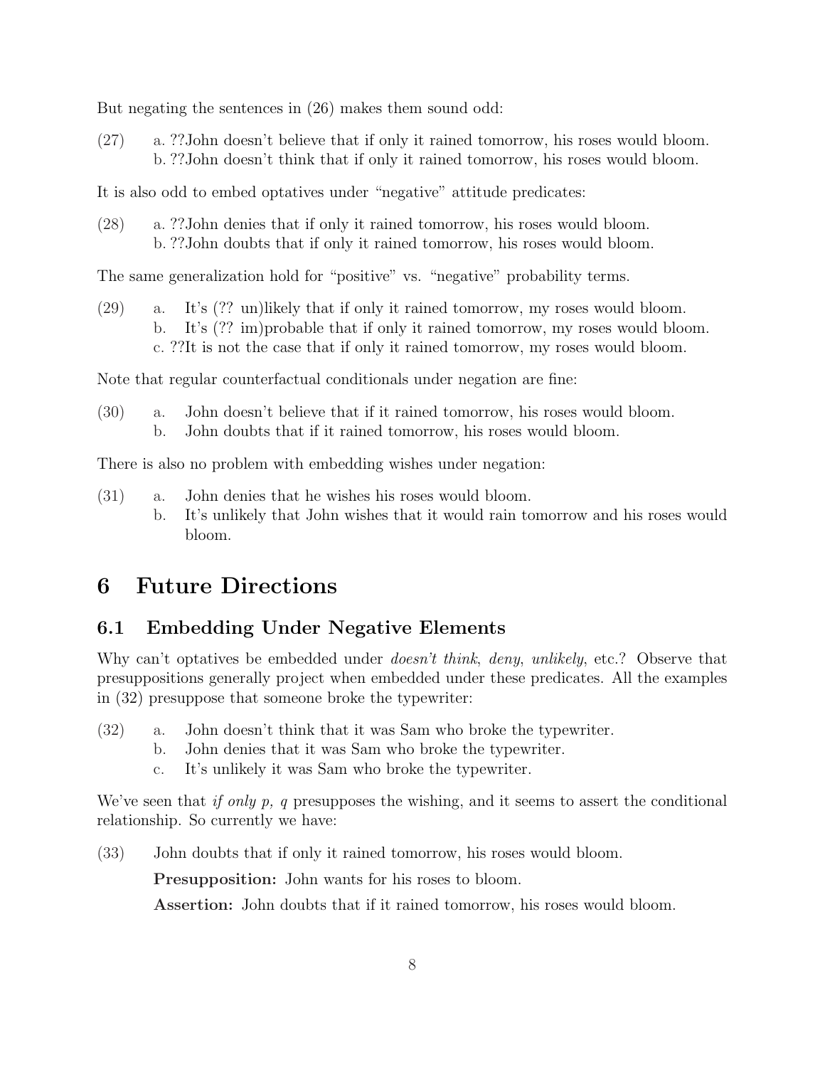But negating the sentences in (26) makes them sound odd:

(27) a. ??John doesn't believe that if only it rained tomorrow, his roses would bloom.
 b. ??John doesn't think that if only it rained tomorrow, his roses would bloom.

It is also odd to embed optatives under "negative" attitude predicates:

(28) a. ??John denies that if only it rained tomorrow, his roses would bloom.
 b. ??John doubts that if only it rained tomorrow, his roses would bloom.

The same generalization hold for "positive" vs. "negative" probability terms.

(29) a. It's (?? un)likely that if only it rained tomorrow, my roses would bloom.
 b. It's (?? im)probable that if only it rained tomorrow, my roses would bloom.
 c. ??It is not the case that if only it rained tomorrow, my roses would bloom.

Note that regular counterfactual conditionals under negation are fine:

(30) a. John doesn't believe that if it rained tomorrow, his roses would bloom.
 b. John doubts that if it rained tomorrow, his roses would bloom.

There is also no problem with embedding wishes under negation:

(31) a. John denies that he wishes his roses would bloom.
 b. It's unlikely that John wishes that it would rain tomorrow and his roses would bloom.

# 6 Future Directions

## 6.1 Embedding Under Negative Elements

Why can't optatives be embedded under *doesn't think*, *deny*, *unlikely*, etc.? Observe that presuppositions generally project when embedded under these predicates. All the examples in (32) presuppose that someone broke the typewriter:

(32) a. John doesn't think that it was Sam who broke the typewriter.
 b. John denies that it was Sam who broke the typewriter.
 c. It's unlikely it was Sam who broke the typewriter.

We've seen that *if only p, q* presupposes the wishing, and it seems to assert the conditional relationship. So currently we have:

(33) John doubts that if only it rained tomorrow, his roses would bloom.

**Presupposition:** John wants for his roses to bloom.

**Assertion:** John doubts that if it rained tomorrow, his roses would bloom.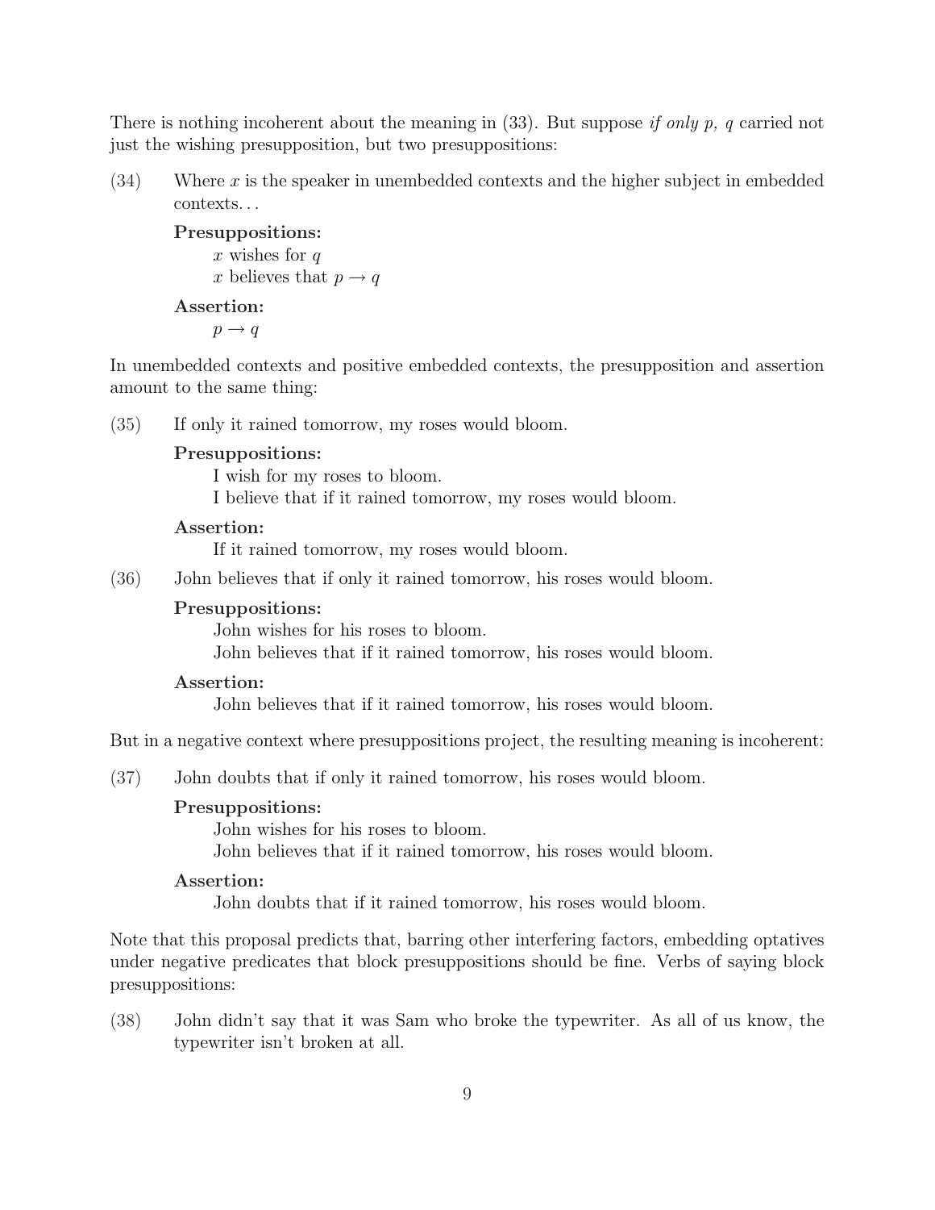There is nothing incoherent about the meaning in (33). But suppose *if only p, q* carried not just the wishing presupposition, but two presuppositions:

(34) Where $x$ is the speaker in unembedded contexts and the higher subject in embedded contexts. . .

**Presuppositions:**
$x$ wishes for $q$
$x$ believes that $p \rightarrow q$

**Assertion:**
$p \rightarrow q$

In unembedded contexts and positive embedded contexts, the presupposition and assertion amount to the same thing:

(35) If only it rained tomorrow, my roses would bloom.

**Presuppositions:**
I wish for my roses to bloom.
I believe that if it rained tomorrow, my roses would bloom.

**Assertion:**
If it rained tomorrow, my roses would bloom.

(36) John believes that if only it rained tomorrow, his roses would bloom.

**Presuppositions:**
John wishes for his roses to bloom.
John believes that if it rained tomorrow, his roses would bloom.

**Assertion:**
John believes that if it rained tomorrow, his roses would bloom.

But in a negative context where presuppositions project, the resulting meaning is incoherent:

(37) John doubts that if only it rained tomorrow, his roses would bloom.

**Presuppositions:**
John wishes for his roses to bloom.
John believes that if it rained tomorrow, his roses would bloom.

**Assertion:**
John doubts that if it rained tomorrow, his roses would bloom.

Note that this proposal predicts that, barring other interfering factors, embedding optatives under negative predicates that block presuppositions should be fine. Verbs of saying block presuppositions:

(38) John didn't say that it was Sam who broke the typewriter. As all of us know, the typewriter isn't broken at all.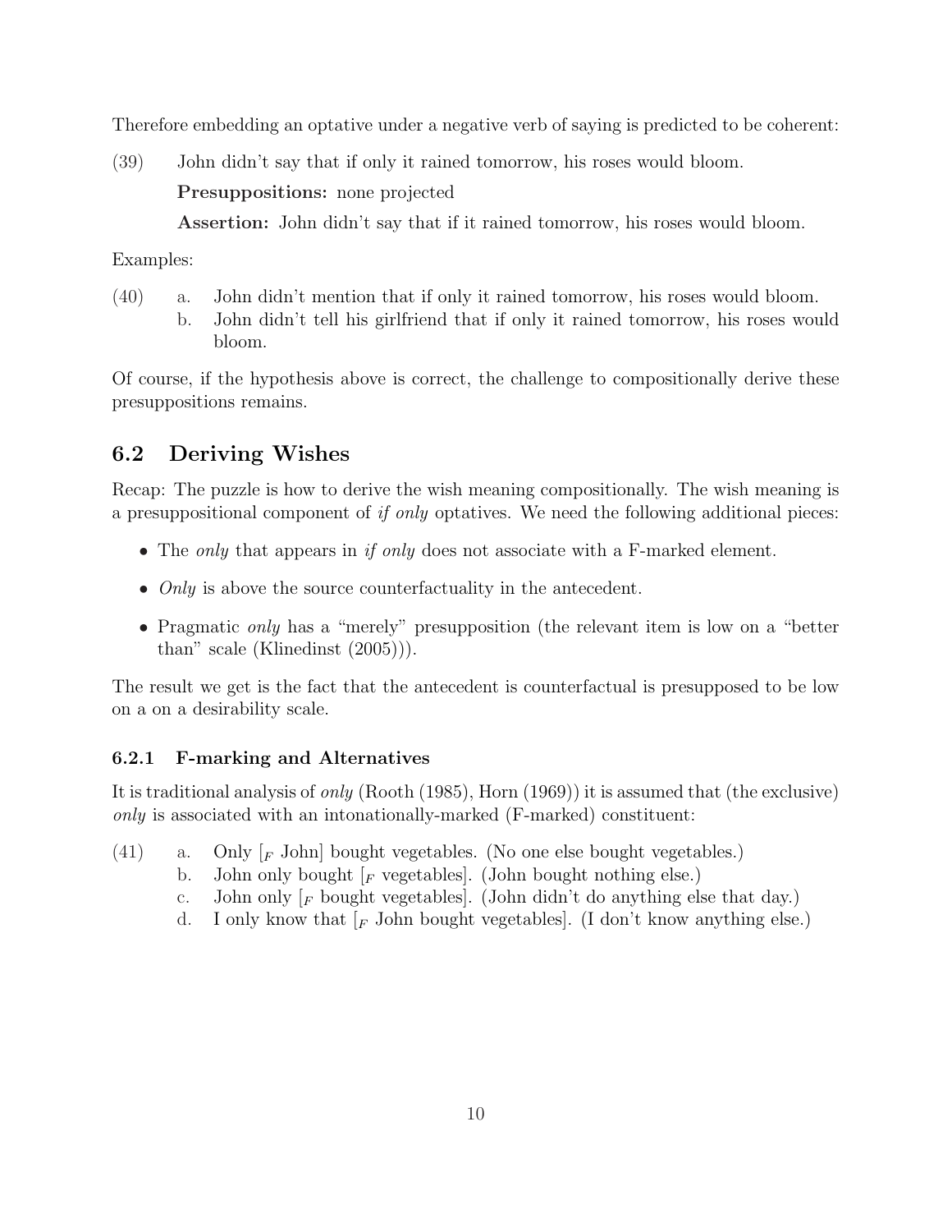Therefore embedding an optative under a negative verb of saying is predicted to be coherent:

(39) John didn't say that if only it rained tomorrow, his roses would bloom.

**Presuppositions:** none projected

**Assertion:** John didn't say that if it rained tomorrow, his roses would bloom.

Examples:

(40) a. John didn't mention that if only it rained tomorrow, his roses would bloom.
b. John didn't tell his girlfriend that if only it rained tomorrow, his roses would bloom.

Of course, if the hypothesis above is correct, the challenge to compositionally derive these presuppositions remains.

## 6.2 Deriving Wishes

Recap: The puzzle is how to derive the wish meaning compositionally. The wish meaning is a presuppositional component of *if only* optatives. We need the following additional pieces:

- The *only* that appears in *if only* does not associate with a F-marked element.
- *Only* is above the source counterfactuality in the antecedent.
- Pragmatic *only* has a "merely" presupposition (the relevant item is low on a "better than" scale (Klinedinst (2005))).

The result we get is the fact that the antecedent is counterfactual is presupposed to be low on a on a desirability scale.

### 6.2.1 F-marking and Alternatives

It is traditional analysis of *only* (Rooth (1985), Horn (1969)) it is assumed that (the exclusive) *only* is associated with an intonationally-marked (F-marked) constituent:

(41) a. Only [$_F$ John] bought vegetables. (No one else bought vegetables.)
b. John only bought [$_F$ vegetables]. (John bought nothing else.)
c. John only [$_F$ bought vegetables]. (John didn't do anything else that day.)
d. I only know that [$_F$ John bought vegetables]. (I don't know anything else.)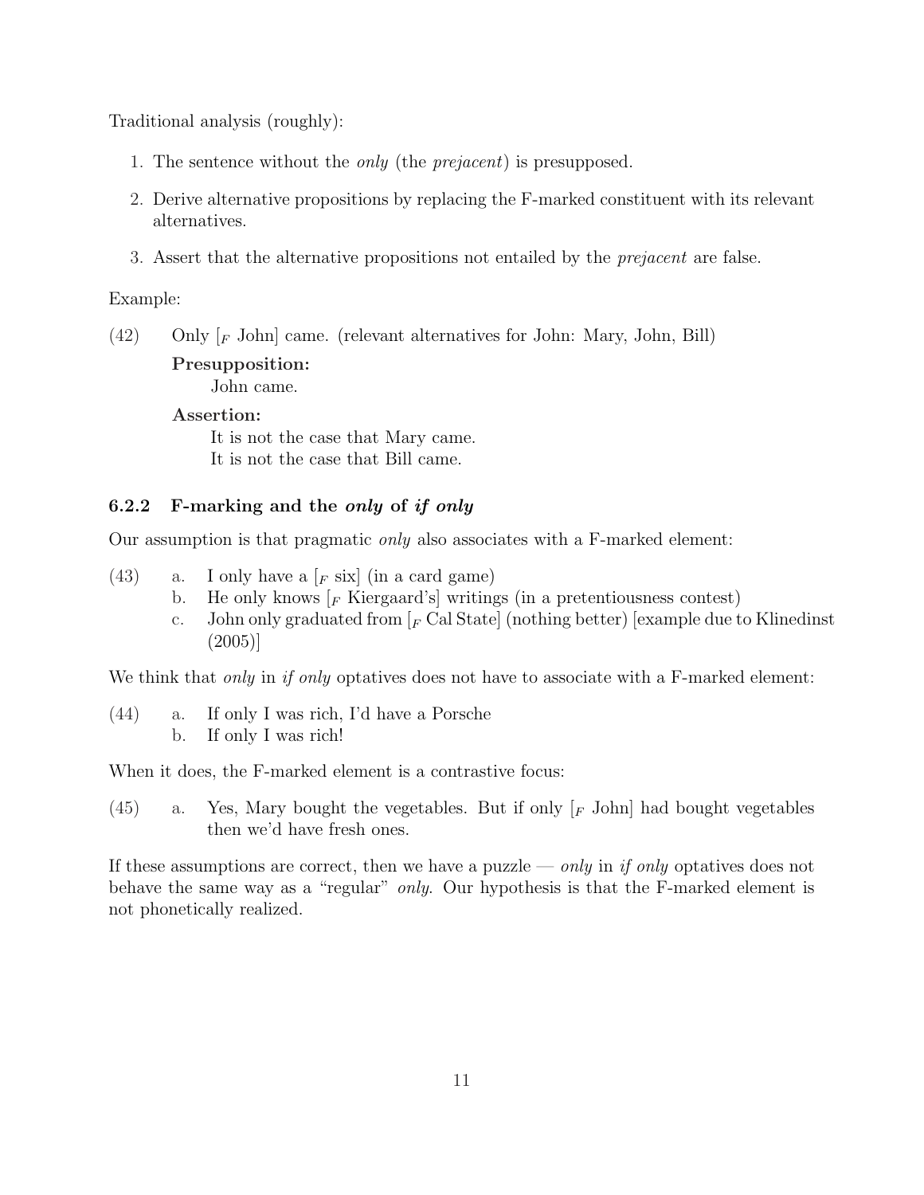Traditional analysis (roughly):

1. The sentence without the *only* (the *prejacent*) is presupposed.
2. Derive alternative propositions by replacing the F-marked constituent with its relevant alternatives.
3. Assert that the alternative propositions not entailed by the *prejacent* are false.

Example:

(42) Only [$_F$ John] came. (relevant alternatives for John: Mary, John, Bill)

**Presupposition:**
John came.

**Assertion:**
It is not the case that Mary came.
It is not the case that Bill came.

### 6.2.2 F-marking and the *only* of *if only*

Our assumption is that pragmatic *only* also associates with a F-marked element:

(43) a. I only have a [$_F$ six] (in a card game)
b. He only knows [$_F$ Kiergaard's] writings (in a pretentiousness contest)
c. John only graduated from [$_F$ Cal State] (nothing better) [example due to Klinedinst (2005)]

We think that *only* in *if only* optatives does not have to associate with a F-marked element:

(44) a. If only I was rich, I'd have a Porsche
b. If only I was rich!

When it does, the F-marked element is a contrastive focus:

(45) a. Yes, Mary bought the vegetables. But if only [$_F$ John] had bought vegetables then we'd have fresh ones.

If these assumptions are correct, then we have a puzzle — *only* in *if only* optatives does not behave the same way as a "regular" *only*. Our hypothesis is that the F-marked element is not phonetically realized.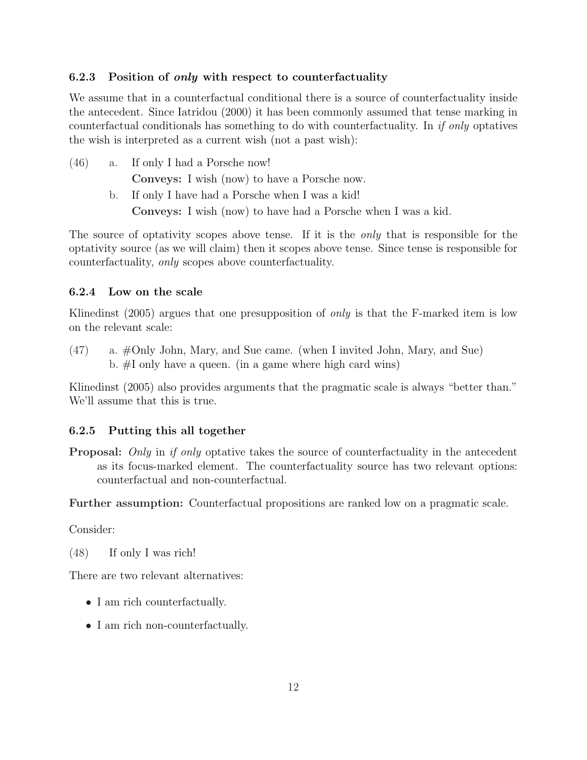### 6.2.3 Position of *only* with respect to counterfactuality

We assume that in a counterfactual conditional there is a source of counterfactuality inside the antecedent. Since Iatridou (2000) it has been commonly assumed that tense marking in counterfactual conditionals has something to do with counterfactuality. In *if only* optatives the wish is interpreted as a current wish (not a past wish):

(46) a. If only I had a Porsche now!
  **Conveys:** I wish (now) to have a Porsche now.

  b. If only I have had a Porsche when I was a kid!
  **Conveys:** I wish (now) to have had a Porsche when I was a kid.

The source of optativity scopes above tense. If it is the *only* that is responsible for the optativity source (as we will claim) then it scopes above tense. Since tense is responsible for counterfactuality, *only* scopes above counterfactuality.

### 6.2.4 Low on the scale

Klinedinst (2005) argues that one presupposition of *only* is that the F-marked item is low on the relevant scale:

(47) a. #Only John, Mary, and Sue came. (when I invited John, Mary, and Sue)
  b. #I only have a queen. (in a game where high card wins)

Klinedinst (2005) also provides arguments that the pragmatic scale is always "better than." We'll assume that this is true.

### 6.2.5 Putting this all together

**Proposal:** *Only* in *if only* optative takes the source of counterfactuality in the antecedent as its focus-marked element. The counterfactuality source has two relevant options: counterfactual and non-counterfactual.

**Further assumption:** Counterfactual propositions are ranked low on a pragmatic scale.

Consider:

(48) If only I was rich!

There are two relevant alternatives:

- I am rich counterfactually.
- I am rich non-counterfactually.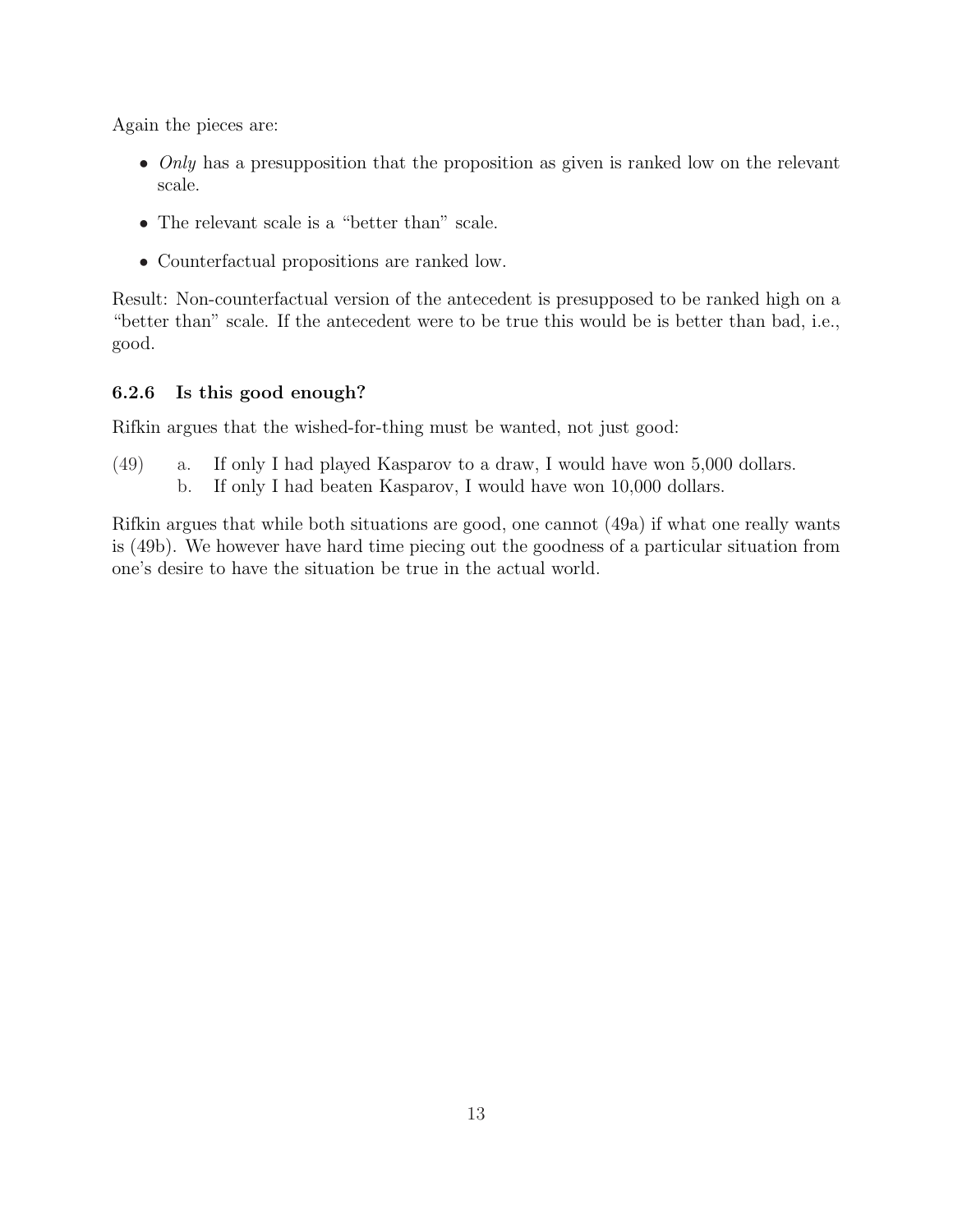Again the pieces are:

- *Only* has a presupposition that the proposition as given is ranked low on the relevant scale.
- The relevant scale is a "better than" scale.
- Counterfactual propositions are ranked low.

Result: Non-counterfactual version of the antecedent is presupposed to be ranked high on a "better than" scale. If the antecedent were to be true this would be is better than bad, i.e., good.

### 6.2.6 Is this good enough?

Rifkin argues that the wished-for-thing must be wanted, not just good:

(49) a. If only I had played Kasparov to a draw, I would have won 5,000 dollars.
 b. If only I had beaten Kasparov, I would have won 10,000 dollars.

Rifkin argues that while both situations are good, one cannot (49a) if what one really wants is (49b). We however have hard time piecing out the goodness of a particular situation from one's desire to have the situation be true in the actual world.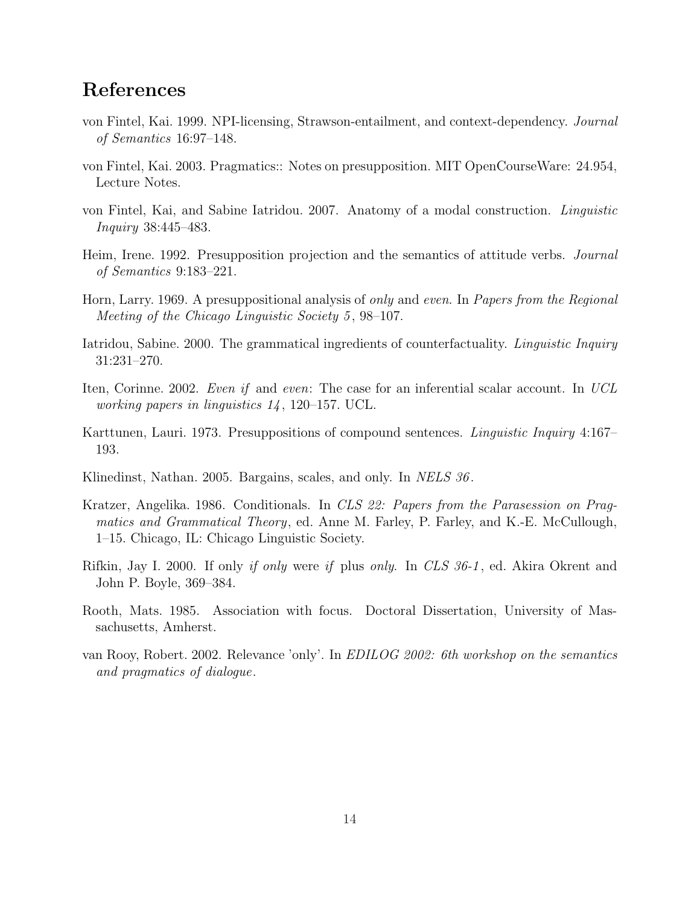## References

von Fintel, Kai. 1999. NPI-licensing, Strawson-entailment, and context-dependency. *Journal of Semantics* 16:97–148.

von Fintel, Kai. 2003. Pragmatics:: Notes on presupposition. MIT OpenCourseWare: 24.954, Lecture Notes.

von Fintel, Kai, and Sabine Iatridou. 2007. Anatomy of a modal construction. *Linguistic Inquiry* 38:445–483.

Heim, Irene. 1992. Presupposition projection and the semantics of attitude verbs. *Journal of Semantics* 9:183–221.

Horn, Larry. 1969. A presuppositional analysis of *only* and *even*. In *Papers from the Regional Meeting of the Chicago Linguistic Society 5*, 98–107.

Iatridou, Sabine. 2000. The grammatical ingredients of counterfactuality. *Linguistic Inquiry* 31:231–270.

Iten, Corinne. 2002. *Even if* and *even*: The case for an inferential scalar account. In *UCL working papers in linguistics 14*, 120–157. UCL.

Karttunen, Lauri. 1973. Presuppositions of compound sentences. *Linguistic Inquiry* 4:167–193.

Klinedinst, Nathan. 2005. Bargains, scales, and only. In *NELS 36*.

Kratzer, Angelika. 1986. Conditionals. In *CLS 22: Papers from the Parasession on Pragmatics and Grammatical Theory*, ed. Anne M. Farley, P. Farley, and K.-E. McCullough, 1–15. Chicago, IL: Chicago Linguistic Society.

Rifkin, Jay I. 2000. If only *if only* were *if* plus *only*. In *CLS 36-1*, ed. Akira Okrent and John P. Boyle, 369–384.

Rooth, Mats. 1985. Association with focus. Doctoral Dissertation, University of Massachusetts, Amherst.

van Rooy, Robert. 2002. Relevance 'only'. In *EDILOG 2002: 6th workshop on the semantics and pragmatics of dialogue*.